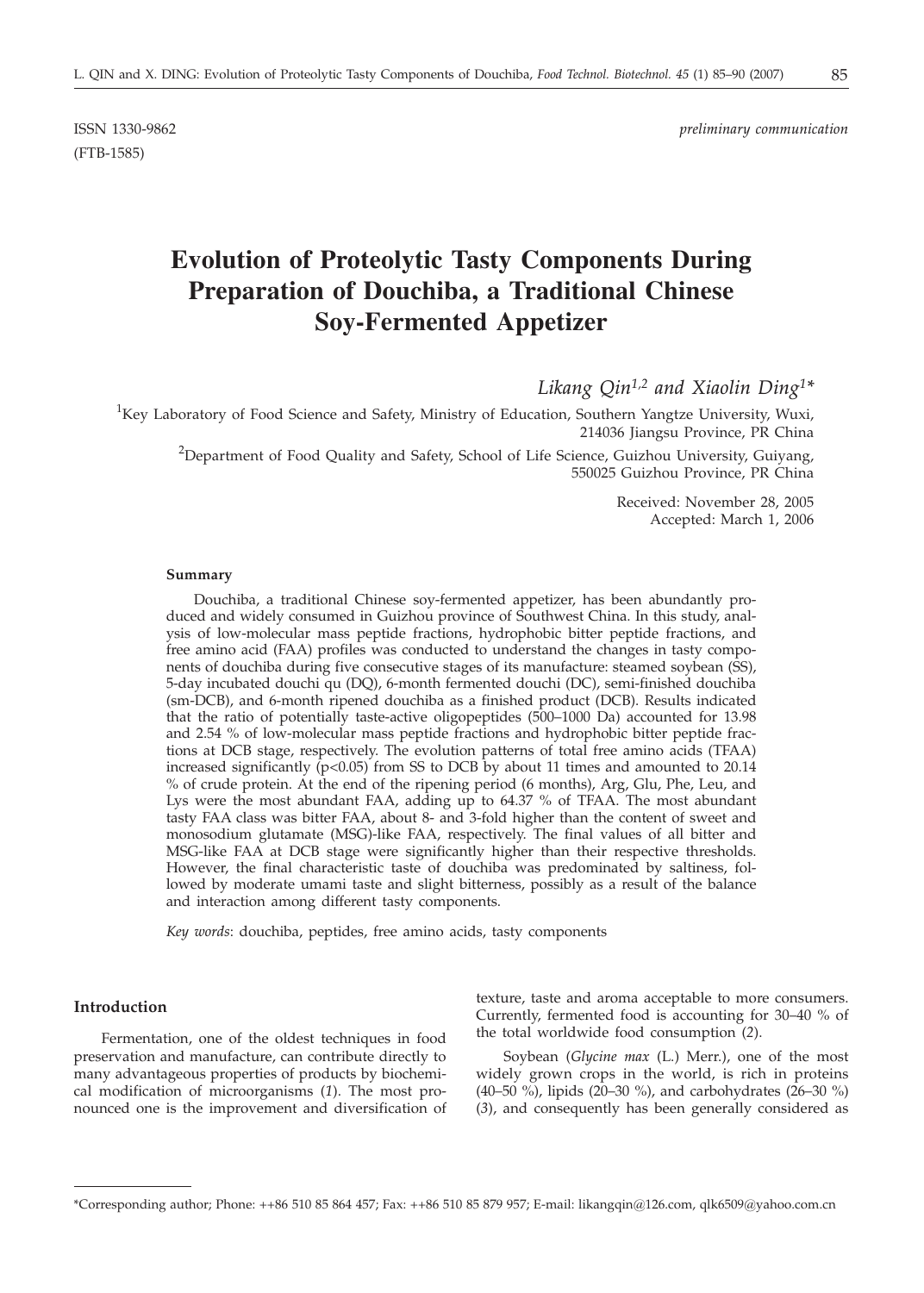ISSN 1330-9862 *preliminary communication*

(FTB-1585)

# Evolution of Proteolytic Tasty Components During Preparation of Douchiba, a Traditional Chinese Soy-Fermented Appetizer

*Likang Qin*[1,2] *and Xiaolin Ding*[1]*

[1]Key Laboratory of Food Science and Safety, Ministry of Education, Southern Yangtze University, Wuxi, 214036 Jiangsu Province, PR China

[2]Department of Food Quality and Safety, School of Life Science, Guizhou University, Guiyang, 550025 Guizhou Province, PR China

Received: November 28, 2005
Accepted: March 1, 2006

#### Summary

Douchiba, a traditional Chinese soy-fermented appetizer, has been abundantly produced and widely consumed in Guizhou province of Southwest China. In this study, analysis of low-molecular mass peptide fractions, hydrophobic bitter peptide fractions, and free amino acid (FAA) profiles was conducted to understand the changes in tasty components of douchiba during five consecutive stages of its manufacture: steamed soybean (SS), 5-day incubated douchi qu (DQ), 6-month fermented douchi (DC), semi-finished douchiba (sm-DCB), and 6-month ripened douchiba as a finished product (DCB). Results indicated that the ratio of potentially taste-active oligopeptides (500–1000 Da) accounted for 13.98 and 2.54 % of low-molecular mass peptide fractions and hydrophobic bitter peptide fractions at DCB stage, respectively. The evolution patterns of total free amino acids (TFAA) increased significantly ($p<0.05$) from SS to DCB by about 11 times and amounted to 20.14 % of crude protein. At the end of the ripening period (6 months), Arg, Glu, Phe, Leu, and Lys were the most abundant FAA, adding up to 64.37 % of TFAA. The most abundant tasty FAA class was bitter FAA, about 8- and 3-fold higher than the content of sweet and monosodium glutamate (MSG)-like FAA, respectively. The final values of all bitter and MSG-like FAA at DCB stage were significantly higher than their respective thresholds. However, the final characteristic taste of douchiba was predominated by saltiness, followed by moderate umami taste and slight bitterness, possibly as a result of the balance and interaction among different tasty components.

*Key words*: douchiba, peptides, free amino acids, tasty components

#### Introduction

Fermentation, one of the oldest techniques in food preservation and manufacture, can contribute directly to many advantageous properties of products by biochemical modification of microorganisms (*1*). The most pronounced one is the improvement and diversification of texture, taste and aroma acceptable to more consumers. Currently, fermented food is accounting for 30–40 % of the total worldwide food consumption (*2*).

Soybean (*Glycine max* (L.) Merr.), one of the most widely grown crops in the world, is rich in proteins (40–50 %), lipids (20–30 %), and carbohydrates (26–30 %) (*3*), and consequently has been generally considered as

*Corresponding author; Phone: ++86 510 85 864 457; Fax: ++86 510 85 879 957; E-mail: likangqin@126.com, qlk6509@yahoo.com.cn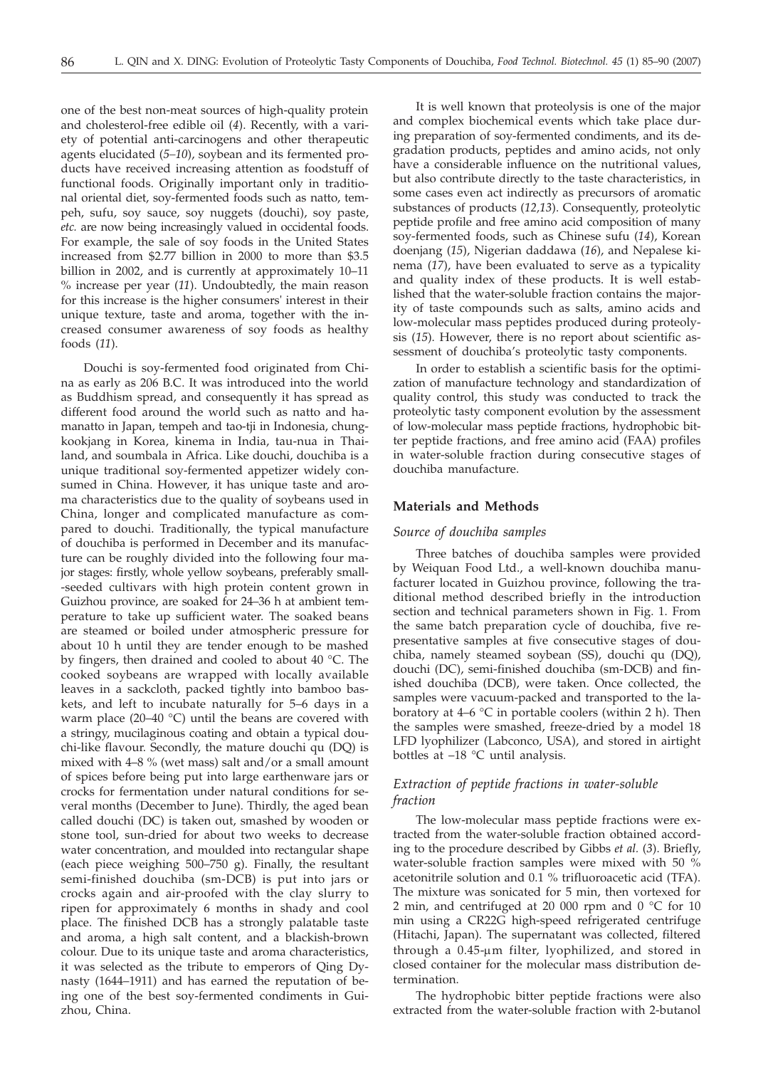one of the best non-meat sources of high-quality protein and cholesterol-free edible oil (*4*). Recently, with a variety of potential anti-carcinogens and other therapeutic agents elucidated (*5–10*), soybean and its fermented products have received increasing attention as foodstuff of functional foods. Originally important only in traditional oriental diet, soy-fermented foods such as natto, tempeh, sufu, soy sauce, soy nuggets (douchi), soy paste, *etc.* are now being increasingly valued in occidental foods. For example, the sale of soy foods in the United States increased from $2.77 billion in 2000 to more than $3.5 billion in 2002, and is currently at approximately 10–11 % increase per year (*11*). Undoubtedly, the main reason for this increase is the higher consumers' interest in their unique texture, taste and aroma, together with the increased consumer awareness of soy foods as healthy foods (*11*).

Douchi is soy-fermented food originated from China as early as 206 B.C. It was introduced into the world as Buddhism spread, and consequently it has spread as different food around the world such as natto and hamanatto in Japan, tempeh and tao-tji in Indonesia, chungkookjang in Korea, kinema in India, tau-nua in Thailand, and soumbala in Africa. Like douchi, douchiba is a unique traditional soy-fermented appetizer widely consumed in China. However, it has unique taste and aroma characteristics due to the quality of soybeans used in China, longer and complicated manufacture as compared to douchi. Traditionally, the typical manufacture of douchiba is performed in December and its manufacture can be roughly divided into the following four major stages: firstly, whole yellow soybeans, preferably small-seeded cultivars with high protein content grown in Guizhou province, are soaked for 24–36 h at ambient temperature to take up sufficient water. The soaked beans are steamed or boiled under atmospheric pressure for about 10 h until they are tender enough to be mashed by fingers, then drained and cooled to about 40 °C. The cooked soybeans are wrapped with locally available leaves in a sackcloth, packed tightly into bamboo baskets, and left to incubate naturally for 5–6 days in a warm place (20–40 °C) until the beans are covered with a stringy, mucilaginous coating and obtain a typical douchi-like flavour. Secondly, the mature douchi qu (DQ) is mixed with 4–8 % (wet mass) salt and/or a small amount of spices before being put into large earthenware jars or crocks for fermentation under natural conditions for several months (December to June). Thirdly, the aged bean called douchi (DC) is taken out, smashed by wooden or stone tool, sun-dried for about two weeks to decrease water concentration, and moulded into rectangular shape (each piece weighing 500–750 g). Finally, the resultant semi-finished douchiba (sm-DCB) is put into jars or crocks again and air-proofed with the clay slurry to ripen for approximately 6 months in shady and cool place. The finished DCB has a strongly palatable taste and aroma, a high salt content, and a blackish-brown colour. Due to its unique taste and aroma characteristics, it was selected as the tribute to emperors of Qing Dynasty (1644–1911) and has earned the reputation of being one of the best soy-fermented condiments in Guizhou, China.

It is well known that proteolysis is one of the major and complex biochemical events which take place during preparation of soy-fermented condiments, and its degradation products, peptides and amino acids, not only have a considerable influence on the nutritional values, but also contribute directly to the taste characteristics, in some cases even act indirectly as precursors of aromatic substances of products (*12,13*). Consequently, proteolytic peptide profile and free amino acid composition of many soy-fermented foods, such as Chinese sufu (*14*), Korean doenjang (*15*), Nigerian daddawa (*16*), and Nepalese kinema (*17*), have been evaluated to serve as a typicality and quality index of these products. It is well established that the water-soluble fraction contains the majority of taste compounds such as salts, amino acids and low-molecular mass peptides produced during proteolysis (*15*). However, there is no report about scientific assessment of douchiba's proteolytic tasty components.

In order to establish a scientific basis for the optimization of manufacture technology and standardization of quality control, this study was conducted to track the proteolytic tasty component evolution by the assessment of low-molecular mass peptide fractions, hydrophobic bitter peptide fractions, and free amino acid (FAA) profiles in water-soluble fraction during consecutive stages of douchiba manufacture.

## Materials and Methods

### *Source of douchiba samples*

Three batches of douchiba samples were provided by Weiquan Food Ltd., a well-known douchiba manufacturer located in Guizhou province, following the traditional method described briefly in the introduction section and technical parameters shown in Fig. 1. From the same batch preparation cycle of douchiba, five representative samples at five consecutive stages of douchiba, namely steamed soybean (SS), douchi qu (DQ), douchi (DC), semi-finished douchiba (sm-DCB) and finished douchiba (DCB), were taken. Once collected, the samples were vacuum-packed and transported to the laboratory at 4–6 °C in portable coolers (within 2 h). Then the samples were smashed, freeze-dried by a model 18 LFD lyophilizer (Labconco, USA), and stored in airtight bottles at –18 °C until analysis.

### *Extraction of peptide fractions in water-soluble fraction*

The low-molecular mass peptide fractions were extracted from the water-soluble fraction obtained according to the procedure described by Gibbs *et al.* (*3*). Briefly, water-soluble fraction samples were mixed with 50 % acetonitrile solution and 0.1 % trifluoroacetic acid (TFA). The mixture was sonicated for 5 min, then vortexed for 2 min, and centrifuged at 20 000 rpm and 0 °C for 10 min using a CR22G high-speed refrigerated centrifuge (Hitachi, Japan). The supernatant was collected, filtered through a 0.45-μm filter, lyophilized, and stored in closed container for the molecular mass distribution determination.

The hydrophobic bitter peptide fractions were also extracted from the water-soluble fraction with 2-butanol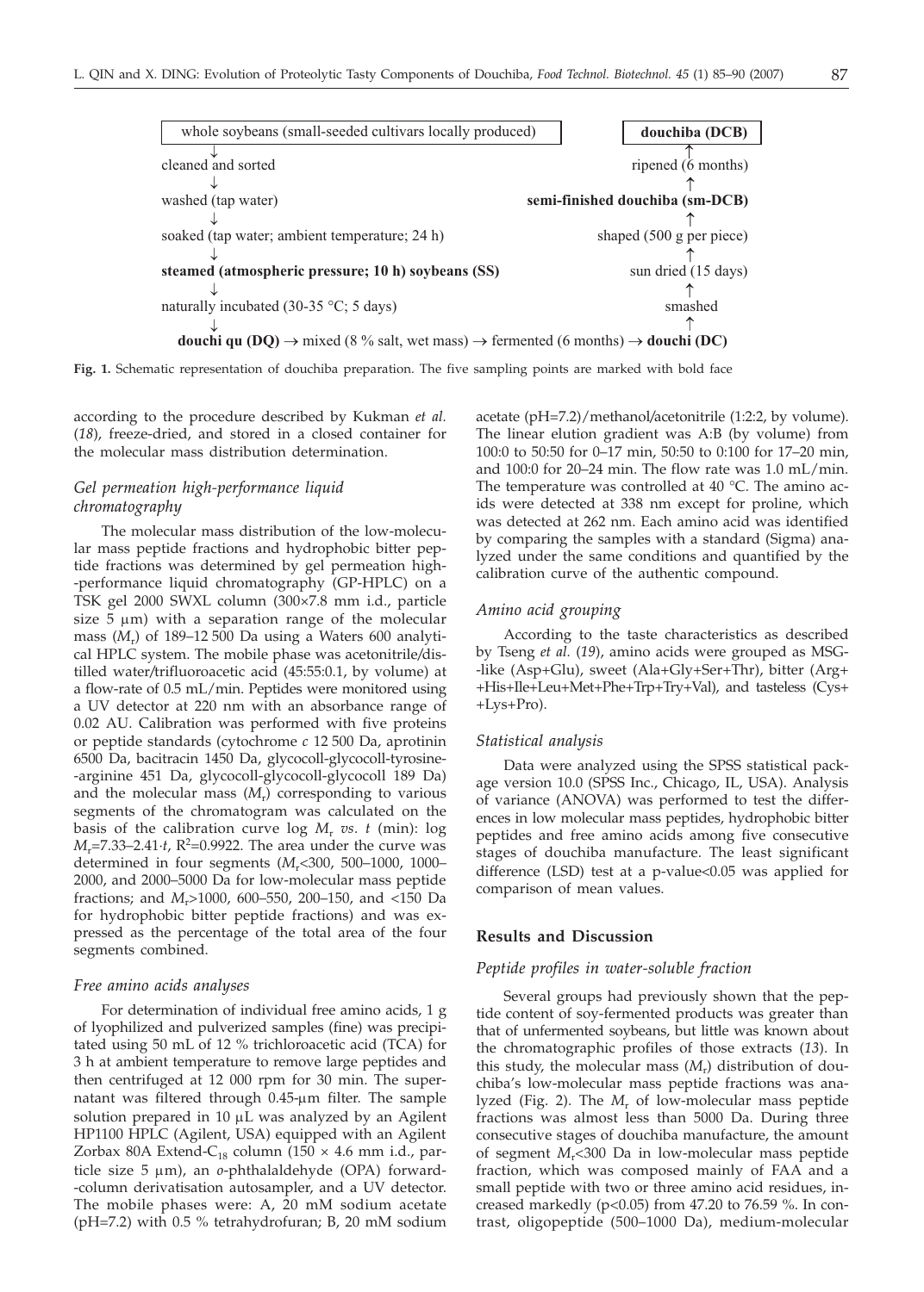| whole soybeans (small-seeded cultivars locally produced) | douchiba (DCB) |
|---|---|
| ↓ | ↑ |
| cleaned and sorted | ripened (6 months) |
| ↓ | ↑ |
| washed (tap water) | **semi-finished douchiba (sm-DCB)** |
| ↓ | ↑ |
| soaked (tap water; ambient temperature; 24 h) | shaped (500 g per piece) |
| ↓ | ↑ |
| **steamed (atmospheric pressure; 10 h) soybeans (SS)** | sun dried (15 days) |
| ↓ | ↑ |
| naturally incubated (30-35 °C; 5 days) | smashed |
| ↓ | ↑ |

**douchi qu (DQ)** → mixed (8 % salt, wet mass) → fermented (6 months) → **douchi (DC)**

**Fig. 1.** Schematic representation of douchiba preparation. The five sampling points are marked with bold face

according to the procedure described by Kukman *et al.* (*18*), freeze-dried, and stored in a closed container for the molecular mass distribution determination.

### *Gel permeation high-performance liquid chromatography*

The molecular mass distribution of the low-molecular mass peptide fractions and hydrophobic bitter peptide fractions was determined by gel permeation high-performance liquid chromatography (GP-HPLC) on a TSK gel 2000 SWXL column (300×7.8 mm i.d., particle size 5 µm) with a separation range of the molecular mass ($M_r$) of 189–12 500 Da using a Waters 600 analytical HPLC system. The mobile phase was acetonitrile/distilled water/trifluoroacetic acid (45:55:0.1, by volume) at a flow-rate of 0.5 mL/min. Peptides were monitored using a UV detector at 220 nm with an absorbance range of 0.02 AU. Calibration was performed with five proteins or peptide standards (cytochrome *c* 12 500 Da, aprotinin 6500 Da, bacitracin 1450 Da, glycocoll-glycocoll-tyrosine-arginine 451 Da, glycocoll-glycocoll-glycocoll 189 Da) and the molecular mass ($M_r$) corresponding to various segments of the chromatogram was calculated on the basis of the calibration curve log $M_r$ *vs*. *t* (min): $\log M_r=7.33–2.41\cdot t$, $R^2=0.9922$. The area under the curve was determined in four segments ($M_r$<300, 500–1000, 1000–2000, and 2000–5000 Da for low-molecular mass peptide fractions; and $M_r$>1000, 600–550, 200–150, and <150 Da for hydrophobic bitter peptide fractions) and was expressed as the percentage of the total area of the four segments combined.

### *Free amino acids analyses*

For determination of individual free amino acids, 1 g of lyophilized and pulverized samples (fine) was precipitated using 50 mL of 12 % trichloroacetic acid (TCA) for 3 h at ambient temperature to remove large peptides and then centrifuged at 12 000 rpm for 30 min. The supernatant was filtered through 0.45-µm filter. The sample solution prepared in 10 µL was analyzed by an Agilent HP1100 HPLC (Agilent, USA) equipped with an Agilent Zorbax 80A Extend-$C_{18}$ column (150 × 4.6 mm i.d., particle size 5 µm), an *o*-phthalaldehyde (OPA) forward-column derivatisation autosampler, and a UV detector. The mobile phases were: A, 20 mM sodium acetate (pH=7.2) with 0.5 % tetrahydrofuran; B, 20 mM sodium acetate (pH=7.2)/methanol/acetonitrile (1:2:2, by volume). The linear elution gradient was A:B (by volume) from 100:0 to 50:50 for 0–17 min, 50:50 to 0:100 for 17–20 min, and 100:0 for 20–24 min. The flow rate was 1.0 mL/min. The temperature was controlled at 40 °C. The amino acids were detected at 338 nm except for proline, which was detected at 262 nm. Each amino acid was identified by comparing the samples with a standard (Sigma) analyzed under the same conditions and quantified by the calibration curve of the authentic compound.

### *Amino acid grouping*

According to the taste characteristics as described by Tseng *et al.* (*19*), amino acids were grouped as MSG-like (Asp+Glu), sweet (Ala+Gly+Ser+Thr), bitter (Arg+His+Ile+Leu+Met+Phe+Trp+Try+Val), and tasteless (Cys+Lys+Pro).

### *Statistical analysis*

Data were analyzed using the SPSS statistical package version 10.0 (SPSS Inc., Chicago, IL, USA). Analysis of variance (ANOVA) was performed to test the differences in low molecular mass peptides, hydrophobic bitter peptides and free amino acids among five consecutive stages of douchiba manufacture. The least significant difference (LSD) test at a p-value<0.05 was applied for comparison of mean values.

## Results and Discussion

### *Peptide profiles in water-soluble fraction*

Several groups had previously shown that the peptide content of soy-fermented products was greater than that of unfermented soybeans, but little was known about the chromatographic profiles of those extracts (*13*). In this study, the molecular mass ($M_r$) distribution of douchiba's low-molecular mass peptide fractions was analyzed (Fig. 2). The $M_r$ of low-molecular mass peptide fractions was almost less than 5000 Da. During three consecutive stages of douchiba manufacture, the amount of segment $M_r$<300 Da in low-molecular mass peptide fraction, which was composed mainly of FAA and a small peptide with two or three amino acid residues, increased markedly ($p<0.05$) from 47.20 to 76.59 %. In contrast, oligopeptide (500–1000 Da), medium-molecular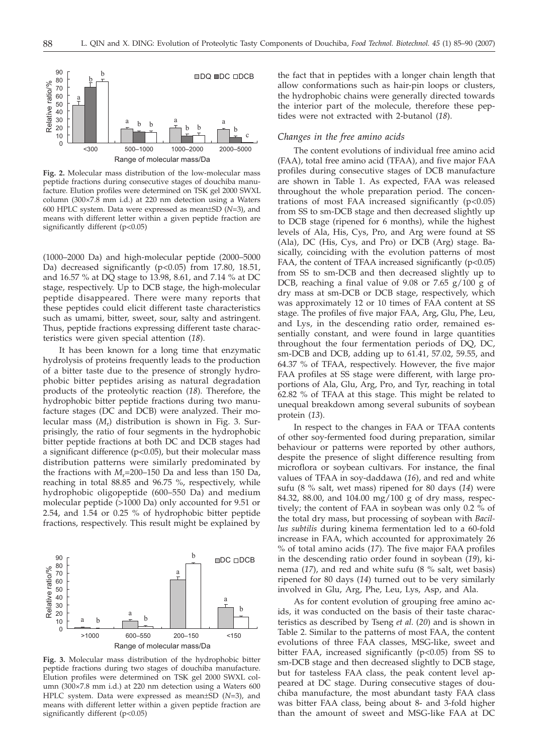**Fig. 2.** Molecular mass distribution of the low-molecular mass peptide fractions during consecutive stages of douchiba manufacture. Elution profiles were determined on TSK gel 2000 SWXL column (300×7.8 mm i.d.) at 220 nm detection using a Waters 600 HPLC system. Data were expressed as mean±SD ($N$=3), and means with different letter within a given peptide fraction are significantly different ($p<0.05$)

(1000–2000 Da) and high-molecular peptide (2000–5000 Da) decreased significantly ($p<0.05$) from 17.80, 18.51, and 16.57 % at DQ stage to 13.98, 8.61, and 7.14 % at DC stage, respectively. Up to DCB stage, the high-molecular peptide disappeared. There were many reports that these peptides could elicit different taste characteristics such as umami, bitter, sweet, sour, salty and astringent. Thus, peptide fractions expressing different taste characteristics were given special attention (*18*).

It has been known for a long time that enzymatic hydrolysis of proteins frequently leads to the production of a bitter taste due to the presence of strongly hydrophobic bitter peptides arising as natural degradation products of the proteolytic reaction (*18*). Therefore, the hydrophobic bitter peptide fractions during two manufacture stages (DC and DCB) were analyzed. Their molecular mass ($M_r$) distribution is shown in Fig. 3. Surprisingly, the ratio of four segments in the hydrophobic bitter peptide fractions at both DC and DCB stages had a significant difference ($p<0.05$), but their molecular mass distribution patterns were similarly predominated by the fractions with $M_r$=200–150 Da and less than 150 Da, reaching in total 88.85 and 96.75 %, respectively, while hydrophobic oligopeptide (600–550 Da) and medium molecular peptide (>1000 Da) only accounted for 9.51 or 2.54, and 1.54 or 0.25 % of hydrophobic bitter peptide fractions, respectively. This result might be explained by

**Fig. 3.** Molecular mass distribution of the hydrophobic bitter peptide fractions during two stages of douchiba manufacture. Elution profiles were determined on TSK gel 2000 SWXL column (300×7.8 mm i.d.) at 220 nm detection using a Waters 600 HPLC system. Data were expressed as mean±SD ($N$=3), and means with different letter within a given peptide fraction are significantly different ($p<0.05$)

the fact that in peptides with a longer chain length that allow conformations such as hair-pin loops or clusters, the hydrophobic chains were generally directed towards the interior part of the molecule, therefore these peptides were not extracted with 2-butanol (*18*).

### *Changes in the free amino acids*

The content evolutions of individual free amino acid (FAA), total free amino acid (TFAA), and five major FAA profiles during consecutive stages of DCB manufacture are shown in Table 1. As expected, FAA was released throughout the whole preparation period. The concentrations of most FAA increased significantly ($p<0.05$) from SS to sm-DCB stage and then decreased slightly up to DCB stage (ripened for 6 months), while the highest levels of Ala, His, Cys, Pro, and Arg were found at SS (Ala), DC (His, Cys, and Pro) or DCB (Arg) stage. Basically, coinciding with the evolution patterns of most FAA, the content of TFAA increased significantly ($p<0.05$) from SS to sm-DCB and then decreased slightly up to DCB, reaching a final value of 9.08 or 7.65 g/100 g of dry mass at sm-DCB or DCB stage, respectively, which was approximately 12 or 10 times of FAA content at SS stage. The profiles of five major FAA, Arg, Glu, Phe, Leu, and Lys, in the descending ratio order, remained essentially constant, and were found in large quantities throughout the four fermentation periods of DQ, DC, sm-DCB and DCB, adding up to 61.41, 57.02, 59.55, and 64.37 % of TFAA, respectively. However, the five major FAA profiles at SS stage were different, with large proportions of Ala, Glu, Arg, Pro, and Tyr, reaching in total 62.82 % of TFAA at this stage. This might be related to unequal breakdown among several subunits of soybean protein (*13*).

In respect to the changes in FAA or TFAA contents of other soy-fermented food during preparation, similar behaviour or patterns were reported by other authors, despite the presence of slight difference resulting from microflora or soybean cultivars. For instance, the final values of TFAA in soy-daddawa (*16*), and red and white sufu (8 % salt, wet mass) ripened for 80 days (*14*) were 84.32, 88.00, and 104.00 mg/100 g of dry mass, respectively; the content of FAA in soybean was only 0.2 % of the total dry mass, but processing of soybean with *Bacillus subtilis* during kinema fermentation led to a 60-fold increase in FAA, which accounted for approximately 26 % of total amino acids (*17*). The five major FAA profiles in the descending ratio order found in soybean (*19*), kinema (*17*), and red and white sufu (8 % salt, wet basis) ripened for 80 days (*14*) turned out to be very similarly involved in Glu, Arg, Phe, Leu, Lys, Asp, and Ala.

As for content evolution of grouping free amino acids, it was conducted on the basis of their taste characteristics as described by Tseng *et al.* (*20*) and is shown in Table 2. Similar to the patterns of most FAA, the content evolutions of three FAA classes, MSG-like, sweet and bitter FAA, increased significantly ($p<0.05$) from SS to sm-DCB stage and then decreased slightly to DCB stage, but for tasteless FAA class, the peak content level appeared at DC stage. During consecutive stages of douchiba manufacture, the most abundant tasty FAA class was bitter FAA class, being about 8- and 3-fold higher than the amount of sweet and MSG-like FAA at DC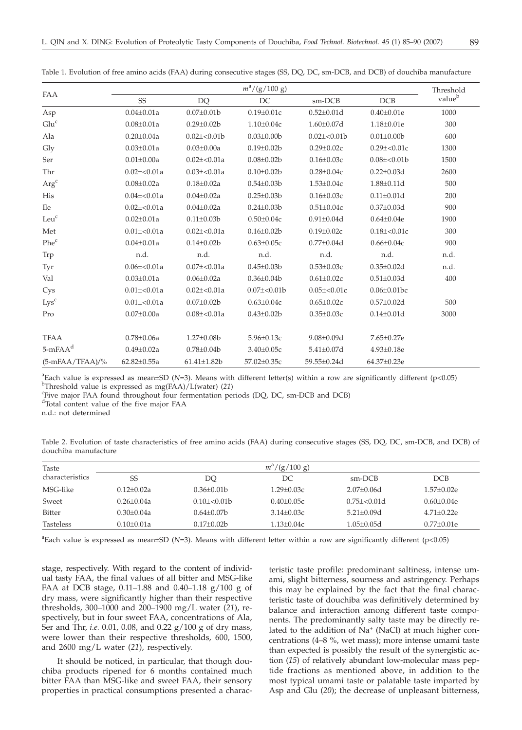Table 1. Evolution of free amino acids (FAA) during consecutive stages (SS, DQ, DC, sm-DCB, and DCB) of douchiba manufacture

| FAA | $m^a$/(g/100 g) | | | | | Threshold value[b] |
|---|---|---|---|---|---|---|
| | SS | DQ | DC | sm-DCB | DCB | |
| Asp | 0.04±0.01a | 0.07±0.01b | 0.19±0.01c | 0.52±0.01d | 0.40±0.01e | 1000 |
| Glu[c] | 0.08±0.01a | 0.29±0.02b | 1.10±0.04c | 1.60±0.07d | 1.18±0.01e | 300 |
| Ala | 0.20±0.04a | 0.02±<0.01b | 0.03±0.00b | 0.02±<0.01b | 0.01±0.00b | 600 |
| Gly | 0.03±0.01a | 0.03±0.00a | 0.19±0.02b | 0.29±0.02c | 0.29±<0.01c | 1300 |
| Ser | 0.01±0.00a | 0.02±<0.01a | 0.08±0.02b | 0.16±0.03c | 0.08±<0.01b | 1500 |
| Thr | 0.02±<0.01a | 0.03±<0.01a | 0.10±0.02b | 0.28±0.04c | 0.22±0.03d | 2600 |
| Arg[c] | 0.08±0.02a | 0.18±0.02a | 0.54±0.03b | 1.53±0.04c | 1.88±0.11d | 500 |
| His | 0.04±<0.01a | 0.04±0.02a | 0.25±0.03b | 0.16±0.03c | 0.11±0.01d | 200 |
| Ile | 0.02±<0.01a | 0.04±0.02a | 0.24±0.03b | 0.51±0.04c | 0.37±0.03d | 900 |
| Leu[c] | 0.02±0.01a | 0.11±0.03b | 0.50±0.04c | 0.91±0.04d | 0.64±0.04e | 1900 |
| Met | 0.01±<0.01a | 0.02±<0.01a | 0.16±0.02b | 0.19±0.02c | 0.18±<0.01c | 300 |
| Phe[c] | 0.04±0.01a | 0.14±0.02b | 0.63±0.05c | 0.77±0.04d | 0.66±0.04c | 900 |
| Trp | n.d. | n.d. | n.d. | n.d. | n.d. | n.d. |
| Tyr | 0.06±<0.01a | 0.07±<0.01a | 0.45±0.03b | 0.53±0.03c | 0.35±0.02d | n.d. |
| Val | 0.03±0.01a | 0.06±0.02a | 0.36±0.04b | 0.61±0.02c | 0.51±0.03d | 400 |
| Cys | 0.01±<0.01a | 0.02±<0.01a | 0.07±<0.01b | 0.05±<0.01c | 0.06±0.01bc | |
| Lys[c] | 0.01±<0.01a | 0.07±0.02b | 0.63±0.04c | 0.65±0.02c | 0.57±0.02d | 500 |
| Pro | 0.07±0.00a | 0.08±<0.01a | 0.43±0.02b | 0.35±0.03c | 0.14±0.01d | 3000 |
| TFAA | 0.78±0.06a | 1.27±0.08b | 5.96±0.13c | 9.08±0.09d | 7.65±0.27e | |
| 5-mFAA[d] | 0.49±0.02a | 0.78±0.04b | 3.40±0.05c | 5.41±0.07d | 4.93±0.18e | |
| (5-mFAA/TFAA)/% | 62.82±0.55a | 61.41±1.82b | 57.02±0.35c | 59.55±0.24d | 64.37±0.23e | |

[a]Each value is expressed as mean±SD ($N$=3). Means with different letter(s) within a row are significantly different ($p<0.05$)
[b]Threshold value is expressed as mg(FAA)/L(water) (*21*)
[c]Five major FAA found throughout four fermentation periods (DQ, DC, sm-DCB and DCB)
[d]Total content value of the five major FAA
n.d.: not determined

Table 2. Evolution of taste characteristics of free amino acids (FAA) during consecutive stages (SS, DQ, DC, sm-DCB, and DCB) of douchiba manufacture

| Taste characteristics | $m^a$/(g/100 g) | | | | |
|---|---|---|---|---|---|
| | SS | DQ | DC | sm-DCB | DCB |
| MSG-like | 0.12±0.02a | 0.36±0.01b | 1.29±0.03c | 2.07±0.06d | 1.57±0.02e |
| Sweet | 0.26±0.04a | 0.10±<0.01b | 0.40±0.05c | 0.75±<0.01d | 0.60±0.04e |
| Bitter | 0.30±0.04a | 0.64±0.07b | 3.14±0.03c | 5.21±0.09d | 4.71±0.22e |
| Tasteless | 0.10±0.01a | 0.17±0.02b | 1.13±0.04c | 1.05±0.05d | 0.77±0.01e |

[a]Each value is expressed as mean±SD ($N$=3). Means with different letter within a row are significantly different ($p<0.05$)

stage, respectively. With regard to the content of individual tasty FAA, the final values of all bitter and MSG-like FAA at DCB stage, 0.11–1.88 and 0.40–1.18 g/100 g of dry mass, were significantly higher than their respective thresholds, 300–1000 and 200–1900 mg/L water (*21*), respectively, but in four sweet FAA, concentrations of Ala, Ser and Thr, *i.e.* 0.01, 0.08, and 0.22 g/100 g of dry mass, were lower than their respective thresholds, 600, 1500, and 2600 mg/L water (*21*), respectively.

It should be noticed, in particular, that though douchiba products ripened for 6 months contained much bitter FAA than MSG-like and sweet FAA, their sensory properties in practical consumptions presented a characteristic taste profile: predominant saltiness, intense umami, slight bitterness, sourness and astringency. Perhaps this may be explained by the fact that the final characteristic taste of douchiba was definitively determined by balance and interaction among different taste components. The predominantly salty taste may be directly related to the addition of $Na^+$ (NaCl) at much higher concentrations (4–8 %, wet mass); more intense umami taste than expected is possibly the result of the synergistic action (*15*) of relatively abundant low-molecular mass peptide fractions as mentioned above, in addition to the most typical umami taste or palatable taste imparted by Asp and Glu (*20*); the decrease of unpleasant bitterness,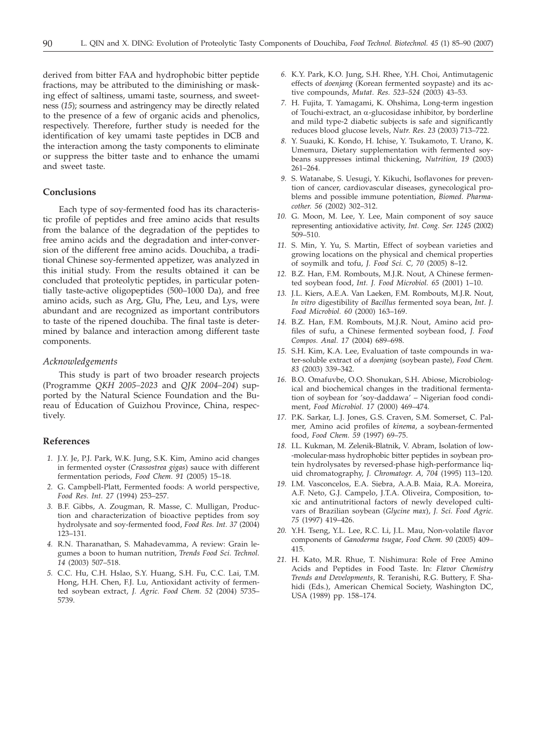derived from bitter FAA and hydrophobic bitter peptide fractions, may be attributed to the diminishing or masking effect of saltiness, umami taste, sourness, and sweetness (*15*); sourness and astringency may be directly related to the presence of a few of organic acids and phenolics, respectively. Therefore, further study is needed for the identification of key umami taste peptides in DCB and the interaction among the tasty components to eliminate or suppress the bitter taste and to enhance the umami and sweet taste.

## Conclusions

Each type of soy-fermented food has its characteristic profile of peptides and free amino acids that results from the balance of the degradation of the peptides to free amino acids and the degradation and inter-conversion of the different free amino acids. Douchiba, a traditional Chinese soy-fermented appetizer, was analyzed in this initial study. From the results obtained it can be concluded that proteolytic peptides, in particular potentially taste-active oligopeptides (500–1000 Da), and free amino acids, such as Arg, Glu, Phe, Leu, and Lys, were abundant and are recognized as important contributors to taste of the ripened douchiba. The final taste is determined by balance and interaction among different taste components.

### *Acknowledgements*

This study is part of two broader research projects (Programme *QKH 2005–2023* and *QJK 2004–204*) supported by the Natural Science Foundation and the Bureau of Education of Guizhou Province, China, respectively.

## References

*1.* J.Y. Je, P.J. Park, W.K. Jung, S.K. Kim, Amino acid changes in fermented oyster (*Crassostrea gigas*) sauce with different fermentation periods, *Food Chem. 91* (2005) 15–18.

*2.* G. Campbell-Platt, Fermented foods: A world perspective, *Food Res. Int. 27* (1994) 253–257.

*3.* B.F. Gibbs, A. Zougman, R. Masse, C. Mulligan, Production and characterization of bioactive peptides from soy hydrolysate and soy-fermented food, *Food Res. Int. 37* (2004) 123–131.

*4.* R.N. Tharanathan, S. Mahadevamma, A review: Grain legumes a boon to human nutrition, *Trends Food Sci. Technol. 14* (2003) 507–518.

*5.* C.C. Hu, C.H. Hslao, S.Y. Huang, S.H. Fu, C.C. Lai, T.M. Hong, H.H. Chen, F.J. Lu, Antioxidant activity of fermented soybean extract, *J. Agric. Food Chem. 52* (2004) 5735–5739.

*6.* K.Y. Park, K.O. Jung, S.H. Rhee, Y.H. Choi, Antimutagenic effects of *doenjang* (Korean fermented soypaste) and its active compounds, *Mutat. Res. 523–524* (2003) 43–53.

*7.* H. Fujita, T. Yamagami, K. Ohshima, Long-term ingestion of Touchi-extract, an $\alpha$-glucosidase inhibitor, by borderline and mild type-2 diabetic subjects is safe and significantly reduces blood glucose levels, *Nutr. Res. 23* (2003) 713–722.

*8.* Y. Suauki, K. Kondo, H. Ichise, Y. Tsukamoto, T. Urano, K. Umemura, Dietary supplementation with fermented soybeans suppresses intimal thickening, *Nutrition, 19* (2003) 261–264.

*9.* S. Watanabe, S. Uesugi, Y. Kikuchi, Isoflavones for prevention of cancer, cardiovascular diseases, gynecological problems and possible immune potentiation, *Biomed. Pharmacother. 56* (2002) 302–312.

*10.* G. Moon, M. Lee, Y. Lee, Main component of soy sauce representing antioxidative activity, *Int. Cong. Ser. 1245* (2002) 509–510.

*11.* S. Min, Y. Yu, S. Martin, Effect of soybean varieties and growing locations on the physical and chemical properties of soymilk and tofu, *J. Food Sci. C, 70* (2005) 8–12.

*12.* B.Z. Han, F.M. Rombouts, M.J.R. Nout, A Chinese fermented soybean food, *Int. J. Food Microbiol. 65* (2001) 1–10.

*13.* J.L. Kiers, A.E.A. Van Laeken, F.M. Rombouts, M.J.R. Nout, *In vitro* digestibility of *Bacillus* fermented soya bean, *Int. J. Food Microbiol. 60* (2000) 163–169.

*14.* B.Z. Han, F.M. Rombouts, M.J.R. Nout, Amino acid profiles of sufu, a Chinese fermented soybean food, *J. Food Compos. Anal. 17* (2004) 689–698.

*15.* S.H. Kim, K.A. Lee, Evaluation of taste compounds in water-soluble extract of a *doenjang* (soybean paste), *Food Chem. 83* (2003) 339–342.

*16.* B.O. Omafuvbe, O.O. Shonukan, S.H. Abiose, Microbiological and biochemical changes in the traditional fermentation of soybean for 'soy-daddawa' – Nigerian food condiment, *Food Microbiol. 17* (2000) 469–474.

*17.* P.K. Sarkar, L.J. Jones, G.S. Craven, S.M. Somerset, C. Palmer, Amino acid profiles of *kinema*, a soybean-fermented food, *Food Chem. 59* (1997) 69–75.

*18.* I.L. Kukman, M. Zelenik-Blatnik, V. Abram, Isolation of low-molecular-mass hydrophobic bitter peptides in soybean protein hydrolysates by reversed-phase high-performance liquid chromatography, *J. Chromatogr. A, 704* (1995) 113–120.

*19.* I.M. Vasconcelos, E.A. Siebra, A.A.B. Maia, R.A. Moreira, A.F. Neto, G.J. Campelo, J.T.A. Oliveira, Composition, toxic and antinutritional factors of newly developed cultivars of Brazilian soybean (*Glycine max*), *J. Sci. Food Agric. 75* (1997) 419–426.

*20.* Y.H. Tseng, Y.L. Lee, R.C. Li, J.L. Mau, Non-volatile flavor components of *Ganoderma tsugae*, *Food Chem. 90* (2005) 409–415.

*21.* H. Kato, M.R. Rhue, T. Nishimura: Role of Free Amino Acids and Peptides in Food Taste. In: *Flavor Chemistry Trends and Developments*, R. Teranishi, R.G. Buttery, F. Shahidi (Eds.), American Chemical Society, Washington DC, USA (1989) pp. 158–174.